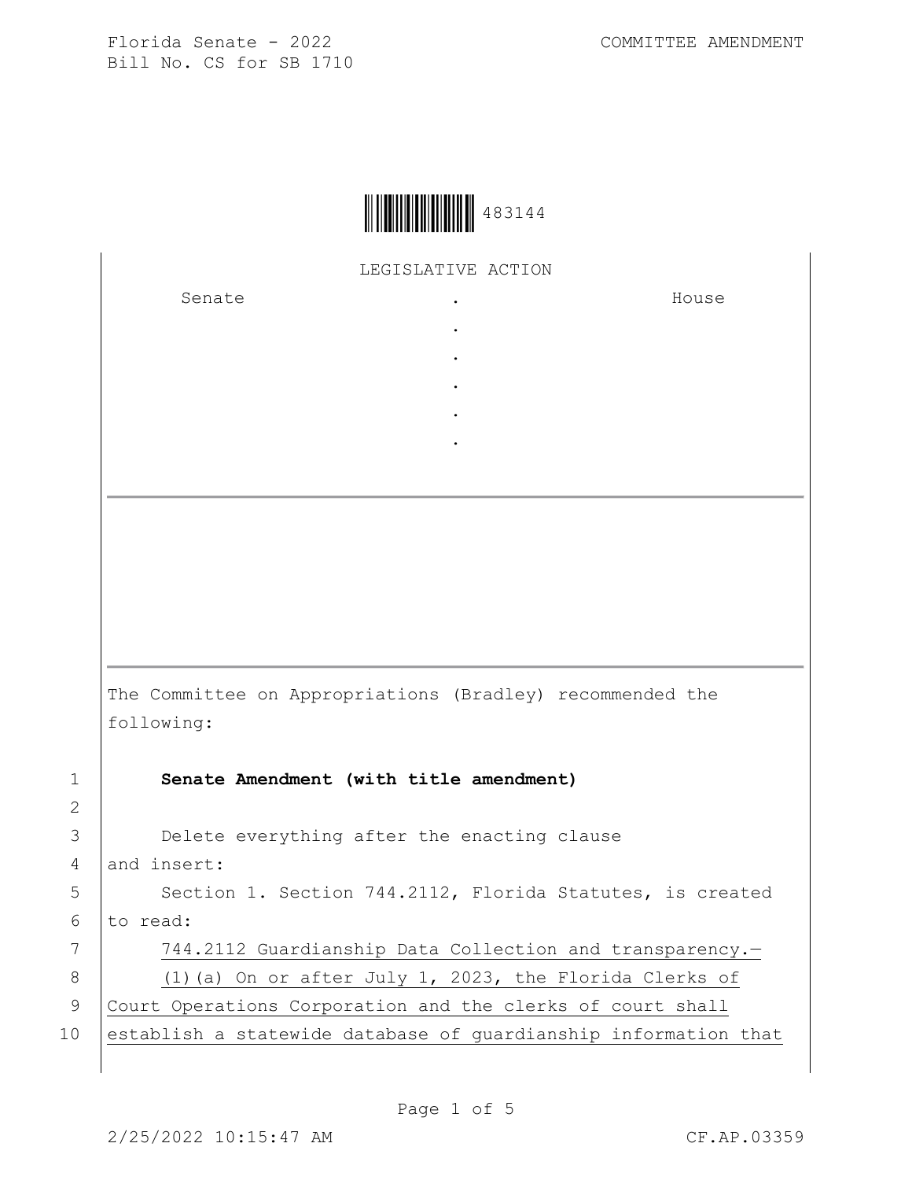Florida Senate - 2022
Bill No. CS for SB 1710

COMMITTEE AMENDMENT

483144

LEGISLATIVE ACTION

| Senate | . | House |
|---|---|---|
| | . | |
| | . | |
| | . | |
| | . | |
| | . | |

The Committee on Appropriations (Bradley) recommended the following:

1 **Senate Amendment (with title amendment)**

2

3 Delete everything after the enacting clause
4 and insert:
5 Section 1. Section 744.2112, Florida Statutes, is created
6 to read:
7 744.2112 Guardianship Data Collection and transparency.—
8 (1)(a) On or after July 1, 2023, the Florida Clerks of
9 Court Operations Corporation and the clerks of court shall
10 establish a statewide database of guardianship information that

2/25/2022 10:15:47 AM CF.AP.03359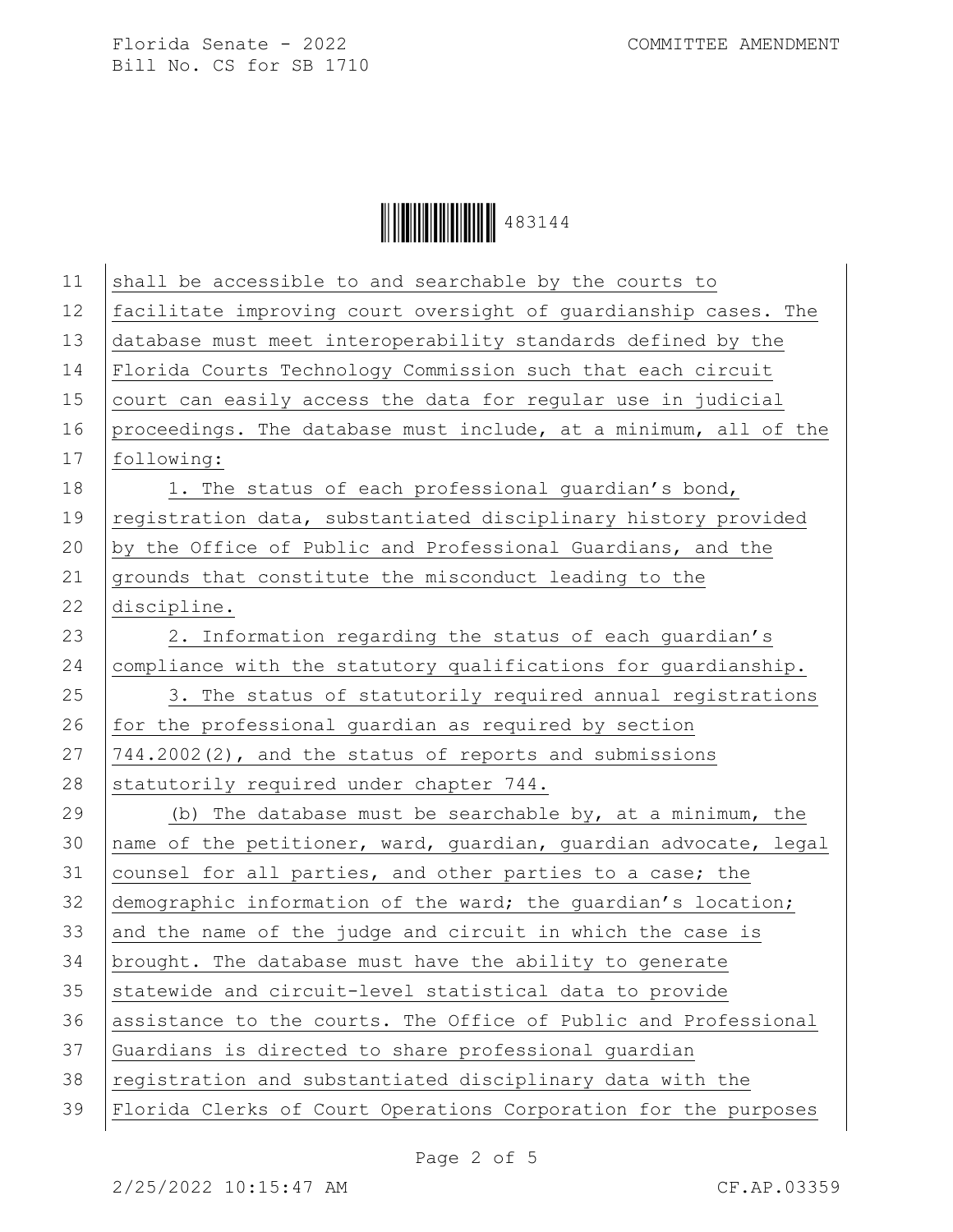shall be accessible to and searchable by the courts to facilitate improving court oversight of guardianship cases. The database must meet interoperability standards defined by the Florida Courts Technology Commission such that each circuit court can easily access the data for regular use in judicial proceedings. The database must include, at a minimum, all of the following:

1. The status of each professional guardian's bond, registration data, substantiated disciplinary history provided by the Office of Public and Professional Guardians, and the grounds that constitute the misconduct leading to the discipline.

2. Information regarding the status of each guardian's compliance with the statutory qualifications for guardianship.

3. The status of statutorily required annual registrations for the professional guardian as required by section 744.2002(2), and the status of reports and submissions statutorily required under chapter 744.

(b) The database must be searchable by, at a minimum, the name of the petitioner, ward, guardian, guardian advocate, legal counsel for all parties, and other parties to a case; the demographic information of the ward; the guardian's location; and the name of the judge and circuit in which the case is brought. The database must have the ability to generate statewide and circuit-level statistical data to provide assistance to the courts. The Office of Public and Professional Guardians is directed to share professional guardian registration and substantiated disciplinary data with the Florida Clerks of Court Operations Corporation for the purposes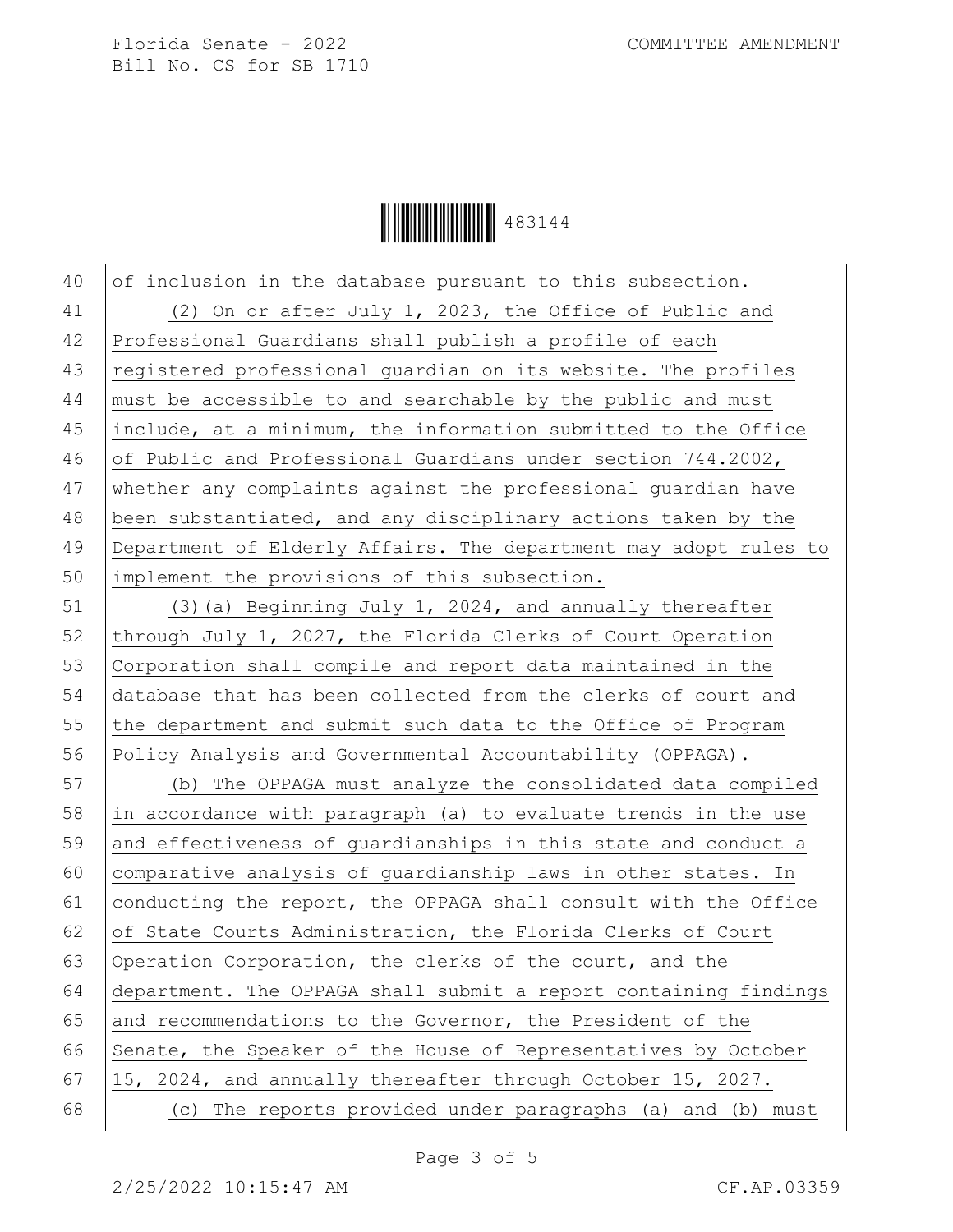of inclusion in the database pursuant to this subsection.

(2) On or after July 1, 2023, the Office of Public and Professional Guardians shall publish a profile of each registered professional guardian on its website. The profiles must be accessible to and searchable by the public and must include, at a minimum, the information submitted to the Office of Public and Professional Guardians under section 744.2002, whether any complaints against the professional guardian have been substantiated, and any disciplinary actions taken by the Department of Elderly Affairs. The department may adopt rules to implement the provisions of this subsection.

(3)(a) Beginning July 1, 2024, and annually thereafter through July 1, 2027, the Florida Clerks of Court Operation Corporation shall compile and report data maintained in the database that has been collected from the clerks of court and the department and submit such data to the Office of Program Policy Analysis and Governmental Accountability (OPPAGA).

(b) The OPPAGA must analyze the consolidated data compiled in accordance with paragraph (a) to evaluate trends in the use and effectiveness of guardianships in this state and conduct a comparative analysis of guardianship laws in other states. In conducting the report, the OPPAGA shall consult with the Office of State Courts Administration, the Florida Clerks of Court Operation Corporation, the clerks of the court, and the department. The OPPAGA shall submit a report containing findings and recommendations to the Governor, the President of the Senate, the Speaker of the House of Representatives by October 15, 2024, and annually thereafter through October 15, 2027.

(c) The reports provided under paragraphs (a) and (b) must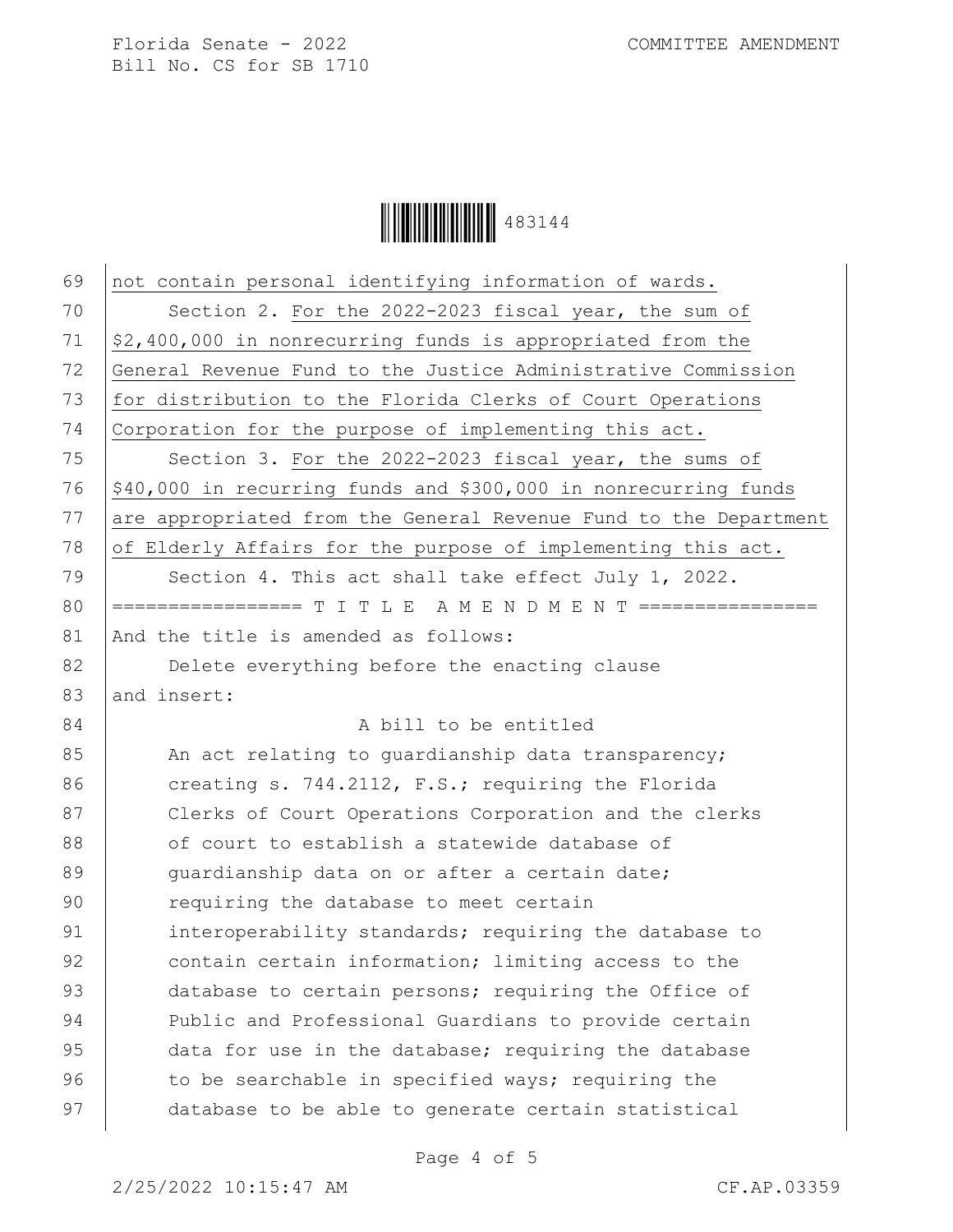not contain personal identifying information of wards.

Section 2. For the 2022-2023 fiscal year, the sum of $2,400,000 in nonrecurring funds is appropriated from the General Revenue Fund to the Justice Administrative Commission for distribution to the Florida Clerks of Court Operations Corporation for the purpose of implementing this act.

Section 3. For the 2022-2023 fiscal year, the sums of $40,000 in recurring funds and $300,000 in nonrecurring funds are appropriated from the General Revenue Fund to the Department of Elderly Affairs for the purpose of implementing this act.

Section 4. This act shall take effect July 1, 2022.

================= T I T L E A M E N D M E N T ================

And the title is amended as follows:

Delete everything before the enacting clause and insert:

A bill to be entitled

An act relating to guardianship data transparency; creating s. 744.2112, F.S.; requiring the Florida Clerks of Court Operations Corporation and the clerks of court to establish a statewide database of guardianship data on or after a certain date; requiring the database to meet certain interoperability standards; requiring the database to contain certain information; limiting access to the database to certain persons; requiring the Office of Public and Professional Guardians to provide certain data for use in the database; requiring the database to be searchable in specified ways; requiring the database to be able to generate certain statistical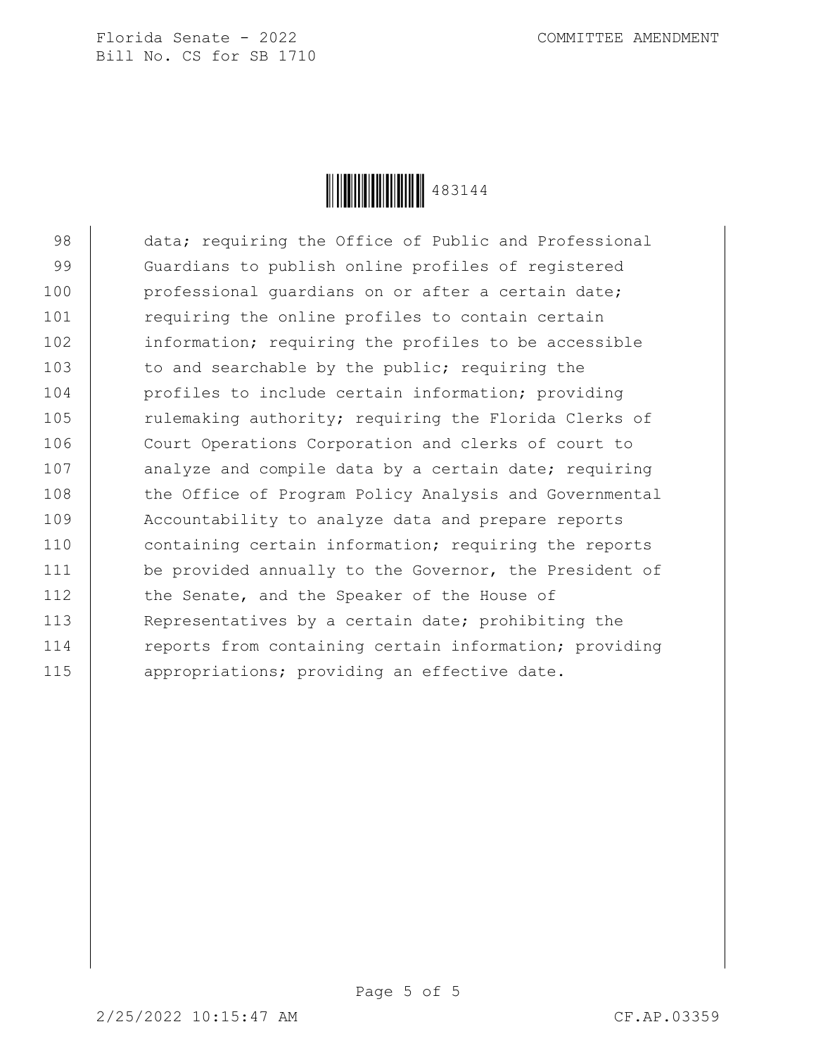98 data; requiring the Office of Public and Professional
99 Guardians to publish online profiles of registered
100 professional guardians on or after a certain date;
101 requiring the online profiles to contain certain
102 information; requiring the profiles to be accessible
103 to and searchable by the public; requiring the
104 profiles to include certain information; providing
105 rulemaking authority; requiring the Florida Clerks of
106 Court Operations Corporation and clerks of court to
107 analyze and compile data by a certain date; requiring
108 the Office of Program Policy Analysis and Governmental
109 Accountability to analyze data and prepare reports
110 containing certain information; requiring the reports
111 be provided annually to the Governor, the President of
112 the Senate, and the Speaker of the House of
113 Representatives by a certain date; prohibiting the
114 reports from containing certain information; providing
115 appropriations; providing an effective date.